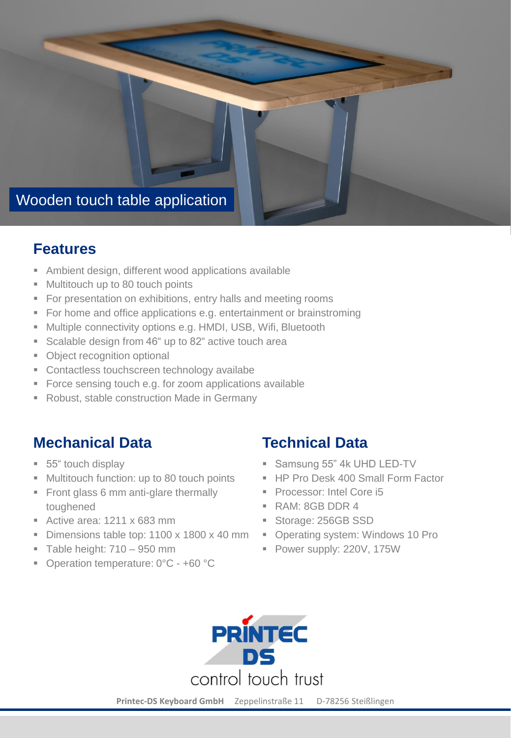# Wooden touch table application

## Features

- Ambient design, different wood applications available
- Multitouch up to 80 touch points
- For presentation on exhibitions, entry halls and meeting rooms
- For home and office applications e.g. entertainment or brainstroming
- Multiple connectivity options e.g. HMDI, USB, Wifi, Bluetooth
- Scalable design from 46“ up to 82“ active touch area
- Object recognition optional
- Contactless touchscreen technology availabe
- Force sensing touch e.g. for zoom applications available
- Robust, stable construction Made in Germany

## Mechanical Data

- 55“ touch display
- Multitouch function: up to 80 touch points
- Front glass 6 mm anti-glare thermally toughened
- Active area: 1211 x 683 mm
- Dimensions table top: 1100 x 1800 x 40 mm
- Table height: 710 – 950 mm
- Operation temperature: 0°C - +60 °C

## Technical Data

- Samsung 55” 4k UHD LED-TV
- HP Pro Desk 400 Small Form Factor
- Processor: Intel Core i5
- RAM: 8GB DDR 4
- Storage: 256GB SSD
- Operating system: Windows 10 Pro
- Power supply: 220V, 175W

PRINTEC DS
control touch trust

**Printec-DS Keyboard GmbH** Zeppelinstraße 11 D-78256 Steißlingen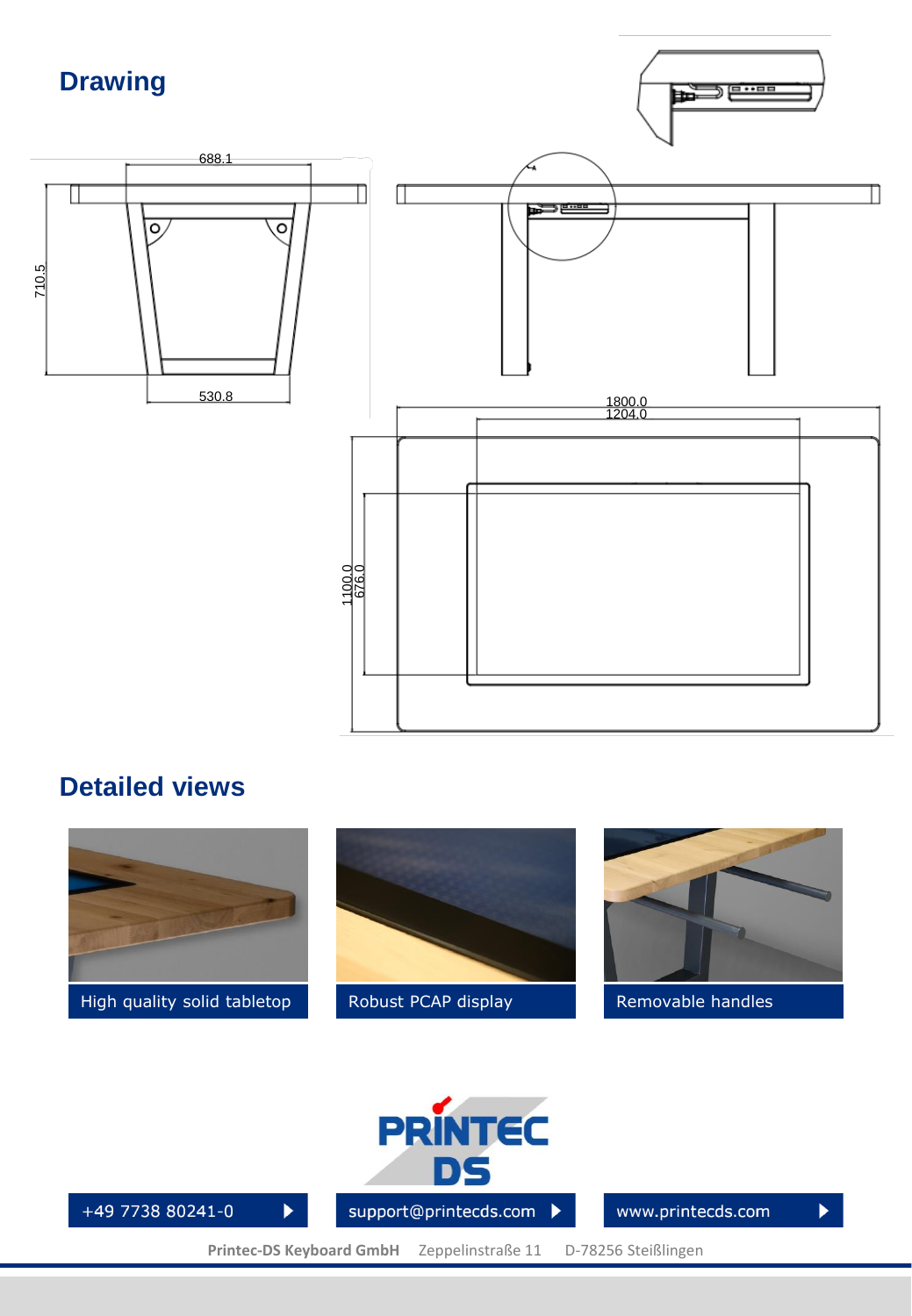## Drawing

688.1

710.5

530.8

1800.0

1204.0

1100.0

676.0

## Detailed views

High quality solid tabletop

Robust PCAP display

Removable handles

+49 7738 80241-0

support@printecds.com

www.printecds.com

**Printec-DS Keyboard GmbH** Zeppelinstraße 11 D-78256 Steißlingen